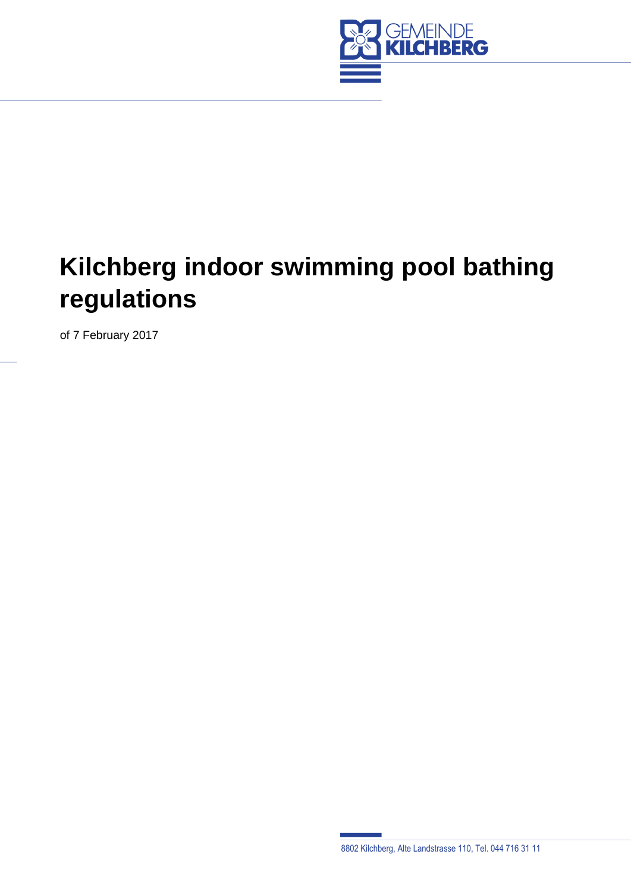# Kilchberg indoor swimming pool bathing regulations

of 7 February 2017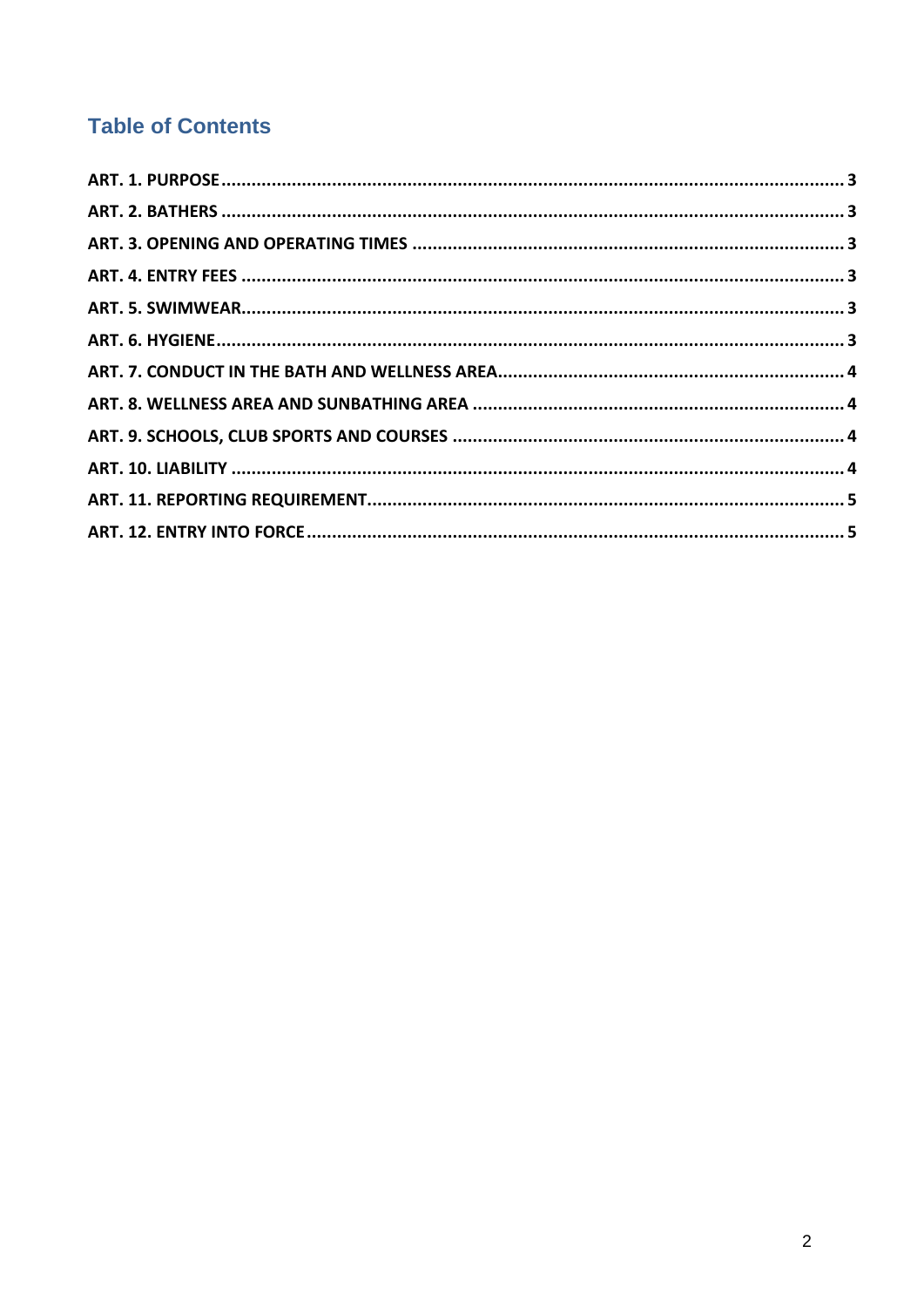## Table of Contents

| | |
|---|---|
| **ART. 1. PURPOSE** | **3** |
| **ART. 2. BATHERS** | **3** |
| **ART. 3. OPENING AND OPERATING TIMES** | **3** |
| **ART. 4. ENTRY FEES** | **3** |
| **ART. 5. SWIMWEAR** | **3** |
| **ART. 6. HYGIENE** | **3** |
| **ART. 7. CONDUCT IN THE BATH AND WELLNESS AREA** | **4** |
| **ART. 8. WELLNESS AREA AND SUNBATHING AREA** | **4** |
| **ART. 9. SCHOOLS, CLUB SPORTS AND COURSES** | **4** |
| **ART. 10. LIABILITY** | **4** |
| **ART. 11. REPORTING REQUIREMENT** | **5** |
| **ART. 12. ENTRY INTO FORCE** | **5** |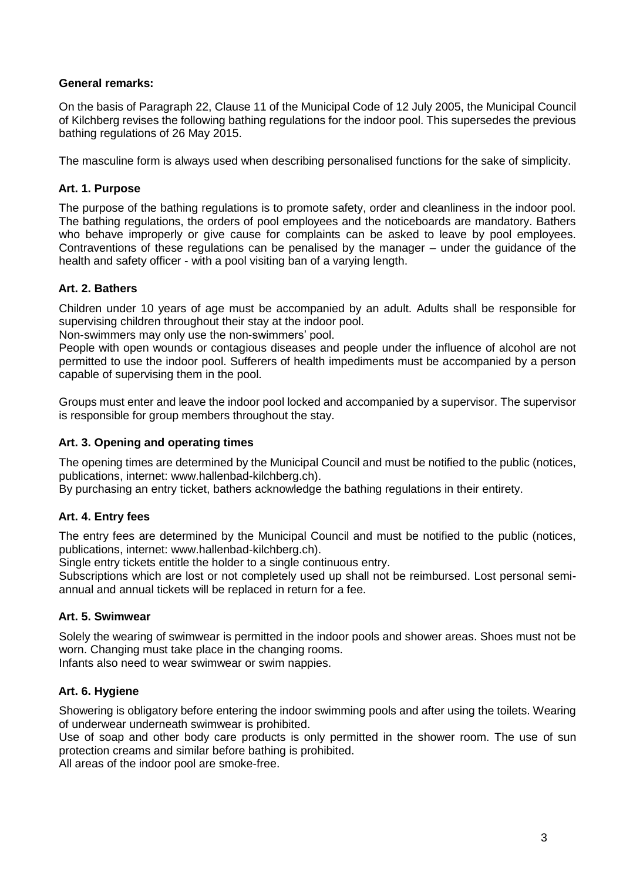**General remarks:**

On the basis of Paragraph 22, Clause 11 of the Municipal Code of 12 July 2005, the Municipal Council of Kilchberg revises the following bathing regulations for the indoor pool. This supersedes the previous bathing regulations of 26 May 2015.

The masculine form is always used when describing personalised functions for the sake of simplicity.

**Art. 1. Purpose**

The purpose of the bathing regulations is to promote safety, order and cleanliness in the indoor pool. The bathing regulations, the orders of pool employees and the noticeboards are mandatory. Bathers who behave improperly or give cause for complaints can be asked to leave by pool employees. Contraventions of these regulations can be penalised by the manager – under the guidance of the health and safety officer - with a pool visiting ban of a varying length.

**Art. 2. Bathers**

Children under 10 years of age must be accompanied by an adult. Adults shall be responsible for supervising children throughout their stay at the indoor pool.
Non-swimmers may only use the non-swimmers' pool.
People with open wounds or contagious diseases and people under the influence of alcohol are not permitted to use the indoor pool. Sufferers of health impediments must be accompanied by a person capable of supervising them in the pool.

Groups must enter and leave the indoor pool locked and accompanied by a supervisor. The supervisor is responsible for group members throughout the stay.

**Art. 3. Opening and operating times**

The opening times are determined by the Municipal Council and must be notified to the public (notices, publications, internet: www.hallenbad-kilchberg.ch).
By purchasing an entry ticket, bathers acknowledge the bathing regulations in their entirety.

**Art. 4. Entry fees**

The entry fees are determined by the Municipal Council and must be notified to the public (notices, publications, internet: www.hallenbad-kilchberg.ch).
Single entry tickets entitle the holder to a single continuous entry.
Subscriptions which are lost or not completely used up shall not be reimbursed. Lost personal semi-annual and annual tickets will be replaced in return for a fee.

**Art. 5. Swimwear**

Solely the wearing of swimwear is permitted in the indoor pools and shower areas. Shoes must not be worn. Changing must take place in the changing rooms.
Infants also need to wear swimwear or swim nappies.

**Art. 6. Hygiene**

Showering is obligatory before entering the indoor swimming pools and after using the toilets. Wearing of underwear underneath swimwear is prohibited.
Use of soap and other body care products is only permitted in the shower room. The use of sun protection creams and similar before bathing is prohibited.
All areas of the indoor pool are smoke-free.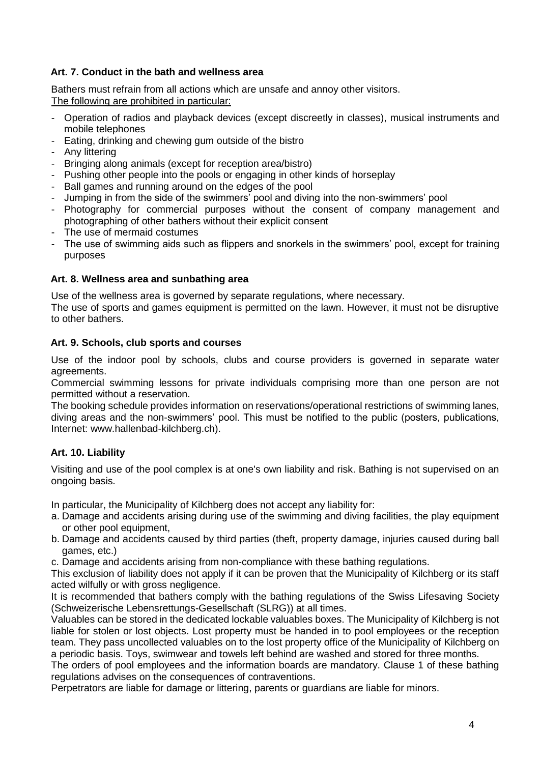### Art. 7. Conduct in the bath and wellness area

Bathers must refrain from all actions which are unsafe and annoy other visitors.
The following are prohibited in particular:

- Operation of radios and playback devices (except discreetly in classes), musical instruments and mobile telephones
- Eating, drinking and chewing gum outside of the bistro
- Any littering
- Bringing along animals (except for reception area/bistro)
- Pushing other people into the pools or engaging in other kinds of horseplay
- Ball games and running around on the edges of the pool
- Jumping in from the side of the swimmers' pool and diving into the non-swimmers' pool
- Photography for commercial purposes without the consent of company management and photographing of other bathers without their explicit consent
- The use of mermaid costumes
- The use of swimming aids such as flippers and snorkels in the swimmers' pool, except for training purposes

### Art. 8. Wellness area and sunbathing area

Use of the wellness area is governed by separate regulations, where necessary.
The use of sports and games equipment is permitted on the lawn. However, it must not be disruptive to other bathers.

### Art. 9. Schools, club sports and courses

Use of the indoor pool by schools, clubs and course providers is governed in separate water agreements.
Commercial swimming lessons for private individuals comprising more than one person are not permitted without a reservation.
The booking schedule provides information on reservations/operational restrictions of swimming lanes, diving areas and the non-swimmers' pool. This must be notified to the public (posters, publications, Internet: www.hallenbad-kilchberg.ch).

### Art. 10. Liability

Visiting and use of the pool complex is at one's own liability and risk. Bathing is not supervised on an ongoing basis.

In particular, the Municipality of Kilchberg does not accept any liability for:

a. Damage and accidents arising during use of the swimming and diving facilities, the play equipment or other pool equipment,
b. Damage and accidents caused by third parties (theft, property damage, injuries caused during ball games, etc.)
c. Damage and accidents arising from non-compliance with these bathing regulations.

This exclusion of liability does not apply if it can be proven that the Municipality of Kilchberg or its staff acted wilfully or with gross negligence.
It is recommended that bathers comply with the bathing regulations of the Swiss Lifesaving Society (Schweizerische Lebensrettungs-Gesellschaft (SLRG)) at all times.
Valuables can be stored in the dedicated lockable valuables boxes. The Municipality of Kilchberg is not liable for stolen or lost objects. Lost property must be handed in to pool employees or the reception team. They pass uncollected valuables on to the lost property office of the Municipality of Kilchberg on a periodic basis. Toys, swimwear and towels left behind are washed and stored for three months.
The orders of pool employees and the information boards are mandatory. Clause 1 of these bathing regulations advises on the consequences of contraventions.
Perpetrators are liable for damage or littering, parents or guardians are liable for minors.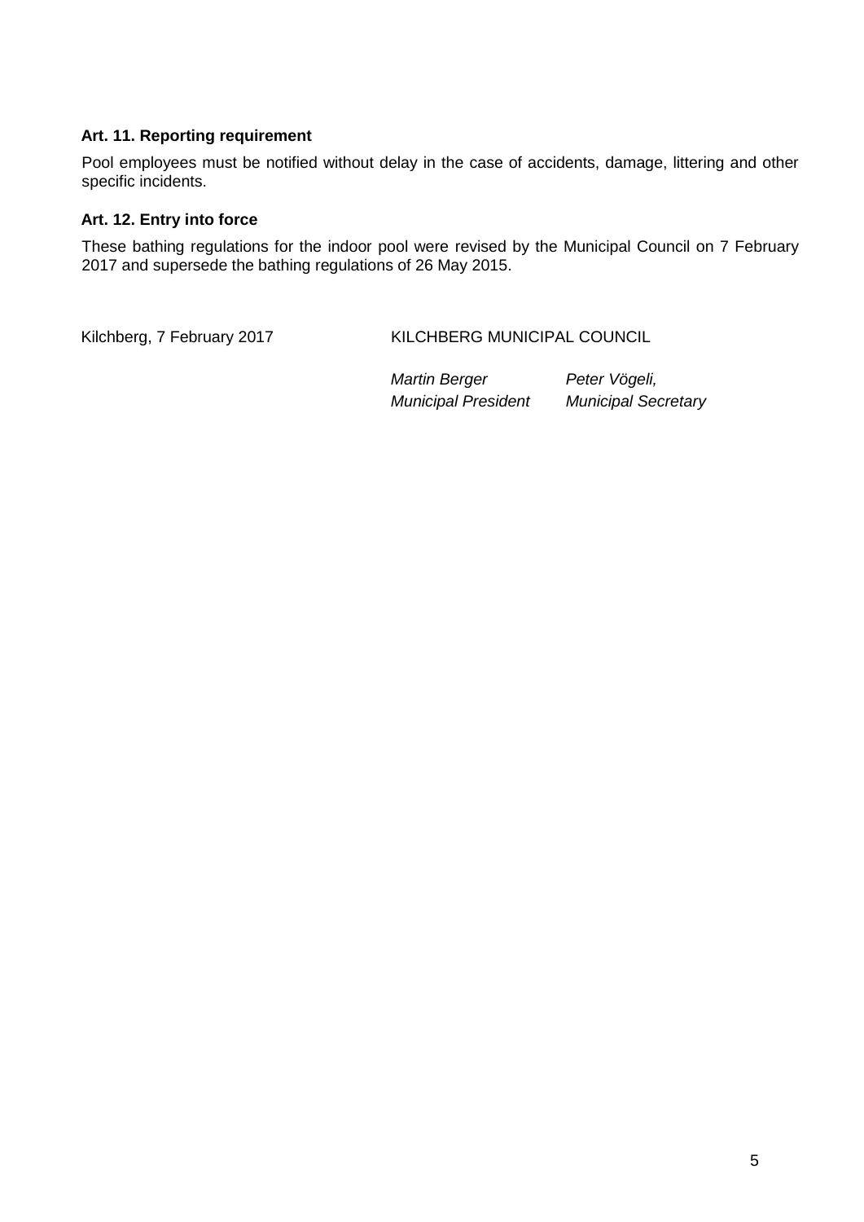**Art. 11. Reporting requirement**

Pool employees must be notified without delay in the case of accidents, damage, littering and other specific incidents.

**Art. 12. Entry into force**

These bathing regulations for the indoor pool were revised by the Municipal Council on 7 February 2017 and supersede the bathing regulations of 26 May 2015.

Kilchberg, 7 February 2017

KILCHBERG MUNICIPAL COUNCIL

*Martin Berger*
*Municipal President*

*Peter Vögeli,*
*Municipal Secretary*